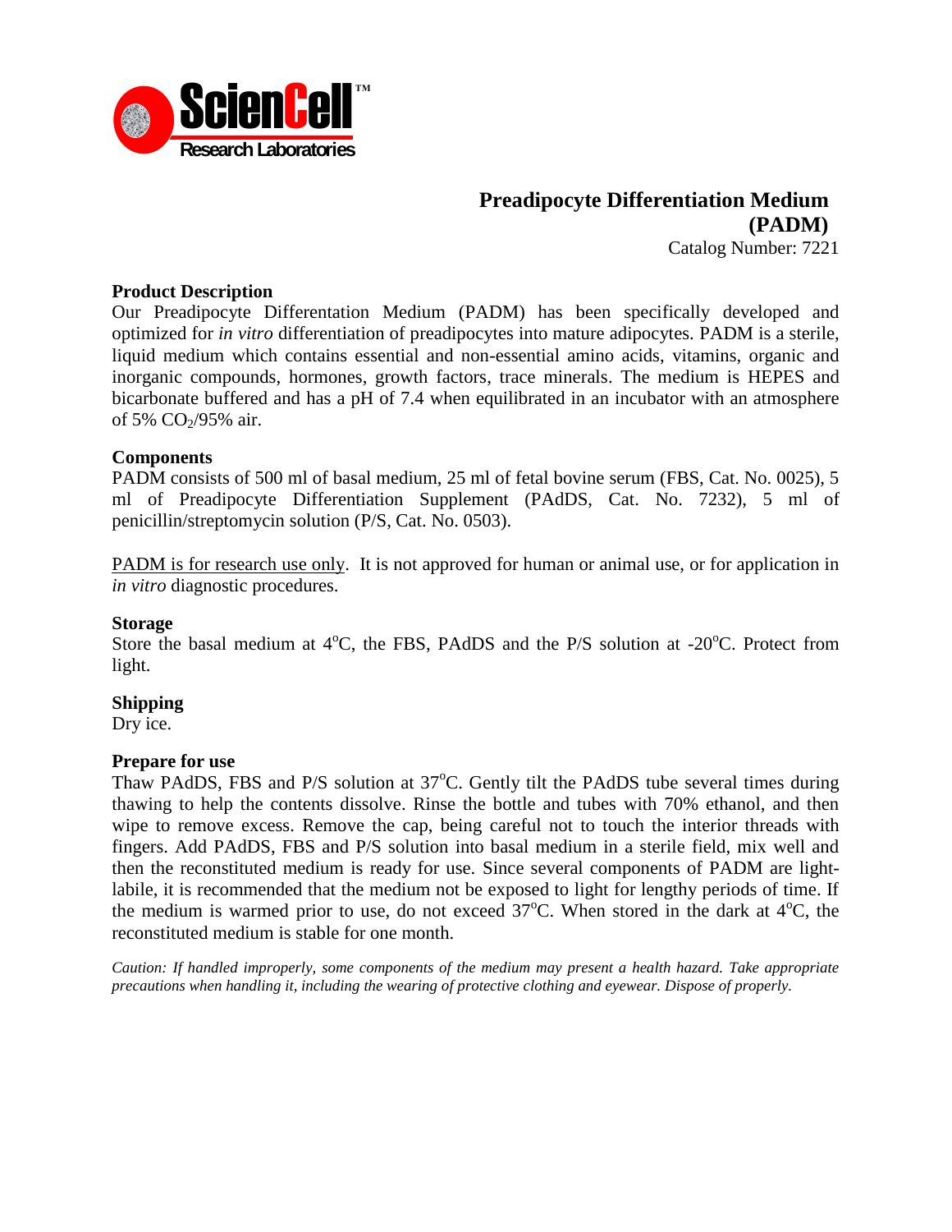ScienCell™ Research Laboratories

# Preadipocyte Differentiation Medium (PADM)

Catalog Number: 7221

## Product Description

Our Preadipocyte Differentation Medium (PADM) has been specifically developed and optimized for *in vitro* differentiation of preadipocytes into mature adipocytes. PADM is a sterile, liquid medium which contains essential and non-essential amino acids, vitamins, organic and inorganic compounds, hormones, growth factors, trace minerals. The medium is HEPES and bicarbonate buffered and has a pH of 7.4 when equilibrated in an incubator with an atmosphere of 5% $CO_2$/95% air.

## Components

PADM consists of 500 ml of basal medium, 25 ml of fetal bovine serum (FBS, Cat. No. 0025), 5 ml of Preadipocyte Differentiation Supplement (PAdDS, Cat. No. 7232), 5 ml of penicillin/streptomycin solution (P/S, Cat. No. 0503).

PADM is for research use only. It is not approved for human or animal use, or for application in *in vitro* diagnostic procedures.

## Storage

Store the basal medium at 4°C, the FBS, PAdDS and the P/S solution at -20°C. Protect from light.

## Shipping

Dry ice.

## Prepare for use

Thaw PAdDS, FBS and P/S solution at 37°C. Gently tilt the PAdDS tube several times during thawing to help the contents dissolve. Rinse the bottle and tubes with 70% ethanol, and then wipe to remove excess. Remove the cap, being careful not to touch the interior threads with fingers. Add PAdDS, FBS and P/S solution into basal medium in a sterile field, mix well and then the reconstituted medium is ready for use. Since several components of PADM are light-labile, it is recommended that the medium not be exposed to light for lengthy periods of time. If the medium is warmed prior to use, do not exceed 37°C. When stored in the dark at 4°C, the reconstituted medium is stable for one month.

*Caution: If handled improperly, some components of the medium may present a health hazard. Take appropriate precautions when handling it, including the wearing of protective clothing and eyewear. Dispose of properly.*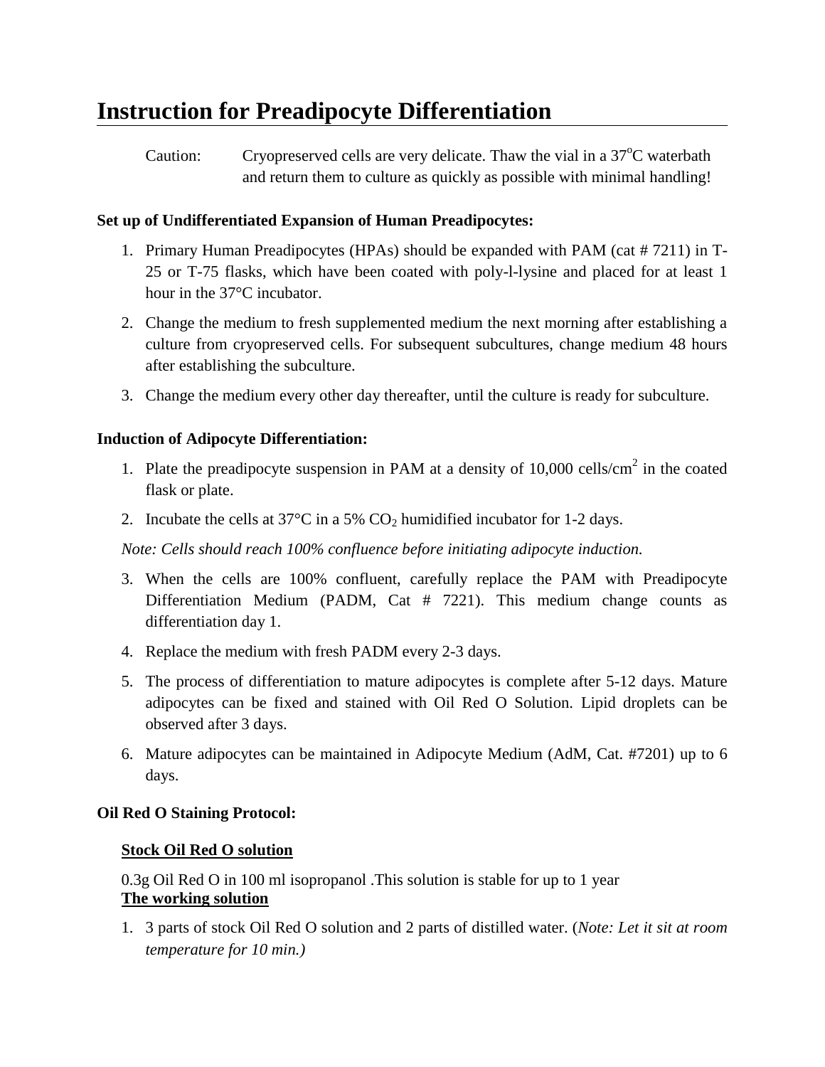# Instruction for Preadipocyte Differentiation

Caution: Cryopreserved cells are very delicate. Thaw the vial in a $37^oC$ waterbath and return them to culture as quickly as possible with minimal handling!

**Set up of Undifferentiated Expansion of Human Preadipocytes:**

1. Primary Human Preadipocytes (HPAs) should be expanded with PAM (cat # 7211) in T-25 or T-75 flasks, which have been coated with poly-l-lysine and placed for at least 1 hour in the 37°C incubator.
2. Change the medium to fresh supplemented medium the next morning after establishing a culture from cryopreserved cells. For subsequent subcultures, change medium 48 hours after establishing the subculture.
3. Change the medium every other day thereafter, until the culture is ready for subculture.

**Induction of Adipocyte Differentiation:**

1. Plate the preadipocyte suspension in PAM at a density of 10,000 cells/$cm^2$ in the coated flask or plate.
2. Incubate the cells at 37°C in a 5% $CO_2$ humidified incubator for 1-2 days.

*Note: Cells should reach 100% confluence before initiating adipocyte induction.*

3. When the cells are 100% confluent, carefully replace the PAM with Preadipocyte Differentiation Medium (PADM, Cat # 7221). This medium change counts as differentiation day 1.
4. Replace the medium with fresh PADM every 2-3 days.
5. The process of differentiation to mature adipocytes is complete after 5-12 days. Mature adipocytes can be fixed and stained with Oil Red O Solution. Lipid droplets can be observed after 3 days.
6. Mature adipocytes can be maintained in Adipocyte Medium (AdM, Cat. #7201) up to 6 days.

**Oil Red O Staining Protocol:**

**Stock Oil Red O solution**

0.3g Oil Red O in 100 ml isopropanol .This solution is stable for up to 1 year

**The working solution**

1. 3 parts of stock Oil Red O solution and 2 parts of distilled water. (*Note: Let it sit at room temperature for 10 min.)*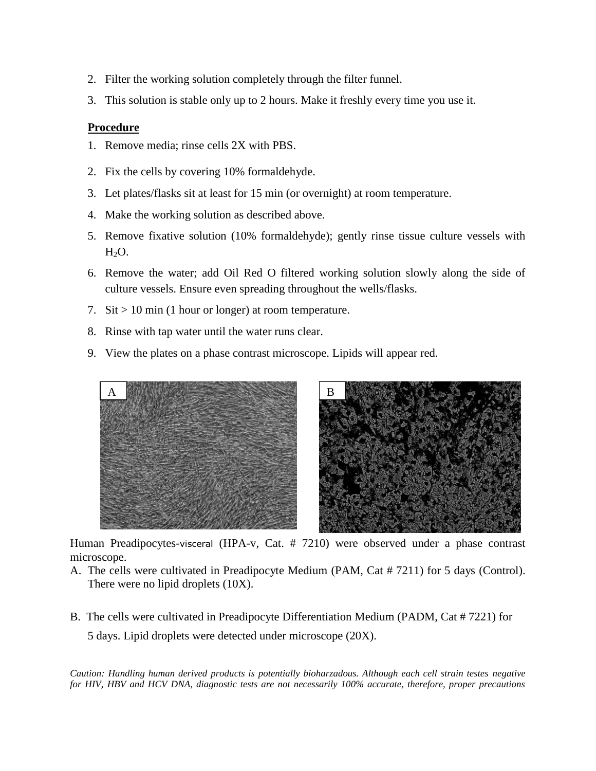2. Filter the working solution completely through the filter funnel.
3. This solution is stable only up to 2 hours. Make it freshly every time you use it.

**Procedure**

1. Remove media; rinse cells 2X with PBS.
2. Fix the cells by covering 10% formaldehyde.
3. Let plates/flasks sit at least for 15 min (or overnight) at room temperature.
4. Make the working solution as described above.
5. Remove fixative solution (10% formaldehyde); gently rinse tissue culture vessels with $H_2O$.
6. Remove the water; add Oil Red O filtered working solution slowly along the side of culture vessels. Ensure even spreading throughout the wells/flasks.
7. Sit > 10 min (1 hour or longer) at room temperature.
8. Rinse with tap water until the water runs clear.
9. View the plates on a phase contrast microscope. Lipids will appear red.

Human Preadipocytes-visceral (HPA-v, Cat. # 7210) were observed under a phase contrast microscope.

A. The cells were cultivated in Preadipocyte Medium (PAM, Cat # 7211) for 5 days (Control). There were no lipid droplets (10X).

B. The cells were cultivated in Preadipocyte Differentiation Medium (PADM, Cat # 7221) for 5 days. Lipid droplets were detected under microscope (20X).

*Caution: Handling human derived products is potentially bioharzadous. Although each cell strain testes negative for HIV, HBV and HCV DNA, diagnostic tests are not necessarily 100% accurate, therefore, proper precautions*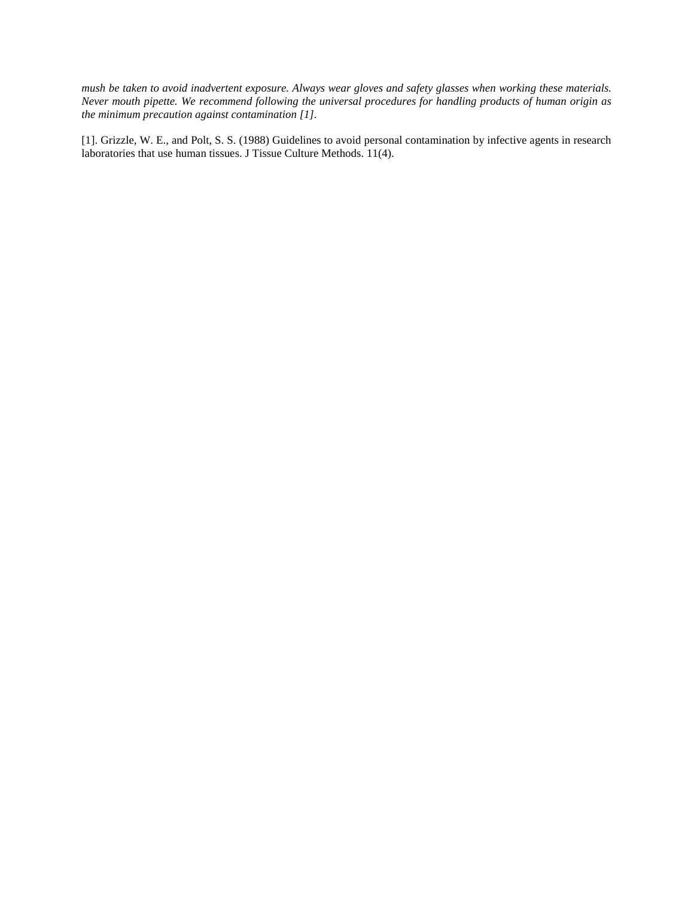*mush be taken to avoid inadvertent exposure. Always wear gloves and safety glasses when working these materials. Never mouth pipette. We recommend following the universal procedures for handling products of human origin as the minimum precaution against contamination [1].*

[1]. Grizzle, W. E., and Polt, S. S. (1988) Guidelines to avoid personal contamination by infective agents in research laboratories that use human tissues. J Tissue Culture Methods. 11(4).